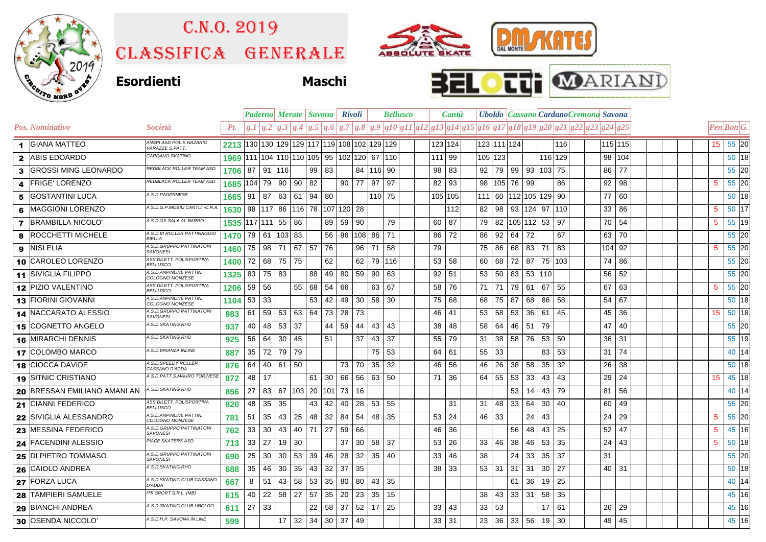# C.N.O. 2019

# CLASSIFICA GENERALE

**Esordienti** **Maschi**

| Pos. | Nominativo | Società | Pt. | Paderno | | Merate | | Savona | | Rivoli | | Bellusco | | | | Cantù | | | Uboldo | | Cassano | | Cardano | | Cremona | | Savona | | Pen | Bon | G. |
|---|---|---|---|---|---|---|---|---|---|---|---|---|---|---|---|---|---|---|---|---|---|---|---|---|---|---|---|---|---|---|---|
| | | | | g.1 | g.2 | g.3 | g.4 | g.5 | g.6 | g.7 | g.8 | g.9 | g10 | g11 | g12 | g13 | g14 | g15 | g16 | g17 | g18 | g19 | g20 | g21 | g22 | g23 | g24 | g25 | | | |
| 1 | GIANA MATTEO | ANSPI ASD POL.S.NAZARIO VARAZZE S.PATT. | 2213 | 130 | 130 | 129 | 129 | 117 | 119 | 108 | 102 | 129 | 129 | | | 123 | 124 | | 123 | 111 | 124 | | | 116 | | | 115 | 115 | 15 | 55 | 20 |
| 2 | ABIS EDOARDO | CARDANO SKATING | 1969 | 111 | 104 | 110 | 110 | 105 | 95 | 102 | 120 | 67 | 110 | | | 111 | 99 | | 105 | 123 | | | 116 | 129 | | | 98 | 104 | | 50 | 18 |
| 3 | GROSSI MING LEONARDO | REDBLACK ROLLER TEAM ASD | 1706 | 87 | | 91 | 116 | 99 | 83 | | 84 | 116 | 90 | | | 98 | 83 | | 92 | 79 | 99 | 93 | 103 | 75 | | | 86 | 77 | | 55 | 20 |
| 4 | FRIGE' LORENZO | REDBLACK ROLLER TEAM ASD | 1685 | 104 | 79 | 90 | 90 | 82 | | 90 | 77 | 97 | 97 | | | 82 | 93 | | 98 | 105 | 76 | 99 | | 86 | | | 92 | 98 | 5 | 55 | 20 |
| 5 | GOSTANTINI LUCA | A.S.D.PADERNESE | 1665 | 91 | 87 | 63 | 61 | 94 | 80 | | | 110 | 75 | | | 105 | 105 | | 111 | 60 | 112 | 105 | 129 | 90 | | | 77 | 60 | | 50 | 18 |
| 6 | MAGGIONI LORENZO | A.S.D.G.P.MOBILI CANTU' -C.R.A. | 1630 | 98 | 117 | 86 | 116 | 78 | 107 | 120 | 28 | | | | | | 112 | | 82 | 98 | 93 | 124 | 97 | 110 | | | 33 | 86 | 5 | 50 | 17 |
| 7 | BRAMBILLA NICOLO' | A.S.D.GS SALA AL BARRO | 1535 | 117 | 111 | 55 | 86 | | 89 | 59 | 90 | | 79 | | | 60 | 87 | | 79 | 82 | 105 | 112 | 53 | 97 | | | 70 | 54 | 5 | 55 | 19 |
| 8 | ROCCHETTI MICHELE | A.S.D.BI ROLLER PATTINAGGIO BIELLA | 1470 | 79 | 61 | 103 | 83 | | 56 | 96 | 108 | 86 | 71 | | | 86 | 72 | | 86 | 92 | 64 | 72 | | 67 | | | 63 | 70 | | 55 | 20 |
| 9 | NISI ELIA | A.S.D.GRUPPO PATTINATORI SAVONESI | 1460 | 75 | 98 | 71 | 67 | 57 | 76 | | 96 | 71 | 58 | | | 79 | | | 75 | 86 | 68 | 83 | 71 | 83 | | | 104 | 92 | 5 | 55 | 20 |
| 10 | CAROLEO LORENZO | ASS.DILETT. POLISPORTIVA BELLUSCO | 1400 | 72 | 68 | 75 | 75 | | 62 | | 62 | 79 | 116 | | | 53 | 58 | | 60 | 68 | 72 | 87 | 75 | 103 | | | 74 | 86 | | 55 | 20 |
| 11 | SIVIGLIA FILIPPO | A.S.D.ANPINLINE PATTIN. COLOGNO MONZESE | 1325 | 83 | 75 | 83 | | 88 | 49 | 80 | 59 | 90 | 63 | | | 92 | 51 | | 53 | 50 | 83 | 53 | 110 | | | | 56 | 52 | | 55 | 20 |
| 12 | PIZIO VALENTINO | ASS.DILETT. POLISPORTIVA BELLUSCO | 1206 | 59 | 56 | | 55 | 68 | 54 | 66 | | 63 | 67 | | | 58 | 76 | | 71 | 71 | 79 | 61 | 67 | 55 | | | 67 | 63 | 5 | 55 | 20 |
| 13 | FIORINI GIOVANNI | A.S.D.ANPINLINE PATTIN. COLOGNO MONZESE | 1104 | 53 | 33 | | | 53 | 42 | 49 | 30 | 58 | 30 | | | 75 | 68 | | 68 | 75 | 87 | 68 | 86 | 58 | | | 54 | 67 | | 50 | 18 |
| 14 | NACCARATO ALESSIO | A.S.D.GRUPPO PATTINATORI SAVONESI | 983 | 61 | 59 | 53 | 63 | 64 | 73 | 28 | 73 | | | | | 46 | 41 | | 53 | 58 | 53 | 36 | 61 | 45 | | | 45 | 36 | 15 | 50 | 18 |
| 15 | COGNETTO ANGELO | A.S.D.SKATING RHO | 937 | 40 | 48 | 53 | 37 | | 44 | 59 | 44 | 43 | 43 | | | 38 | 48 | | 58 | 64 | 46 | 51 | 79 | | | | 47 | 40 | | 55 | 20 |
| 16 | MIRARCHI DENNIS | A.S.D.SKATING RHO | 925 | 56 | 64 | 30 | 45 | | 51 | | 37 | 43 | 37 | | | 55 | 79 | | 31 | 38 | 58 | 76 | 53 | 50 | | | 36 | 31 | | 55 | 19 |
| 17 | COLOMBO MARCO | A.S.D.BRIANZA INLINE | 887 | 35 | 72 | 79 | 79 | | | | | 75 | 53 | | | 64 | 61 | | 55 | 33 | | | 83 | 53 | | | 31 | 74 | | 40 | 14 |
| 18 | CIOCCA DAVIDE | A.S.D.SPEEDY ROLLER CASSANO D'ADDA | 876 | 64 | 40 | 61 | 50 | | | 73 | 70 | 35 | 32 | | | 46 | 56 | | 46 | 26 | 38 | 58 | 35 | 32 | | | 26 | 38 | | 50 | 18 |
| 19 | SITNIC CRISTIANO | A.S.D.PATT.S.MAURO TORINESE | 872 | 48 | 17 | | | 61 | 30 | 66 | 56 | 63 | 50 | | | 71 | 36 | | 64 | 55 | 53 | 33 | 43 | 43 | | | 29 | 24 | 15 | 45 | 18 |
| 20 | BRESSAN EMILIANO AMANI AN | A.S.D.SKATING RHO | 856 | 27 | 83 | 67 | 103 | 20 | 101 | 73 | 16 | | | | | | | | | | 53 | 14 | 43 | 79 | | | 81 | 56 | | 40 | 14 |
| 21 | CIANNI FEDERICO | ASS.DILETT. POLISPORTIVA BELLUSCO | 820 | 48 | 35 | 35 | | 43 | 42 | 40 | 28 | 53 | 55 | | | | 31 | | 31 | 48 | 33 | 64 | 30 | 40 | | | 60 | 49 | | 55 | 20 |
| 22 | SIVIGLIA ALESSANDRO | A.S.D.ANPINLINE PATTIN. COLOGNO MONZESE | 781 | 51 | 35 | 43 | 25 | 48 | 32 | 84 | 54 | 48 | 35 | | | 53 | 24 | | 46 | 33 | | 24 | 43 | | | | 24 | 29 | 5 | 55 | 20 |
| 23 | MESSINA FEDERICO | A.S.D.GRUPPO PATTINATORI SAVONESI | 762 | 33 | 30 | 43 | 40 | 71 | 27 | 59 | 66 | | | | | 46 | 36 | | | | 56 | 48 | 43 | 25 | | | 52 | 47 | 5 | 45 | 16 |
| 24 | FACENDINI ALESSIO | PIACE SKATERS ASD | 713 | 33 | 27 | 19 | 30 | | | 37 | 30 | 58 | 37 | | | 53 | 26 | | 33 | 46 | 38 | 46 | 53 | 35 | | | 24 | 43 | 5 | 50 | 18 |
| 25 | DI PIETRO TOMMASO | A.S.D.GRUPPO PATTINATORI SAVONESI | 690 | 25 | 30 | 30 | 53 | 39 | 46 | 28 | 32 | 35 | 40 | | | 33 | 46 | | 38 | | 24 | 33 | 35 | 37 | | | 31 | | | 55 | 20 |
| 26 | CAIOLO ANDREA | A.S.D.SKATING RHO | 688 | 35 | 46 | 30 | 35 | 43 | 32 | 37 | 35 | | | | | 38 | 33 | | 53 | 31 | 31 | 31 | 30 | 27 | | | 40 | 31 | | 50 | 18 |
| 27 | FORZA LUCA | A.S.D.SKATING CLUB CASSANO D'ADDA | 667 | 8 | 51 | 43 | 58 | 53 | 35 | 80 | 80 | 43 | 35 | | | | | | | | 61 | 36 | 19 | 25 | | | | | | 40 | 14 |
| 28 | TAMPIERI SAMUELE | ITK SPORT S.R.L. (MB) | 615 | 40 | 22 | 58 | 27 | 57 | 35 | 20 | 23 | 35 | 15 | | | | | | 38 | 43 | 33 | 31 | 58 | 35 | | | | | | 45 | 16 |
| 29 | BIANCHI ANDREA | A.S.D.SKATING CLUB UBOLDO | 611 | 27 | 33 | | | 22 | 58 | 37 | 52 | 17 | 25 | | | 33 | 43 | | 33 | 53 | | | 17 | 61 | | | 26 | 29 | | 45 | 16 |
| 30 | OSENDA NICCOLO' | A.S.D.H.P. SAVONA IN LINE | 599 | | | 17 | 32 | 34 | 30 | 37 | 49 | | | | | 33 | 31 | | 23 | 36 | 33 | 56 | 19 | 30 | | | 49 | 45 | | 45 | 16 |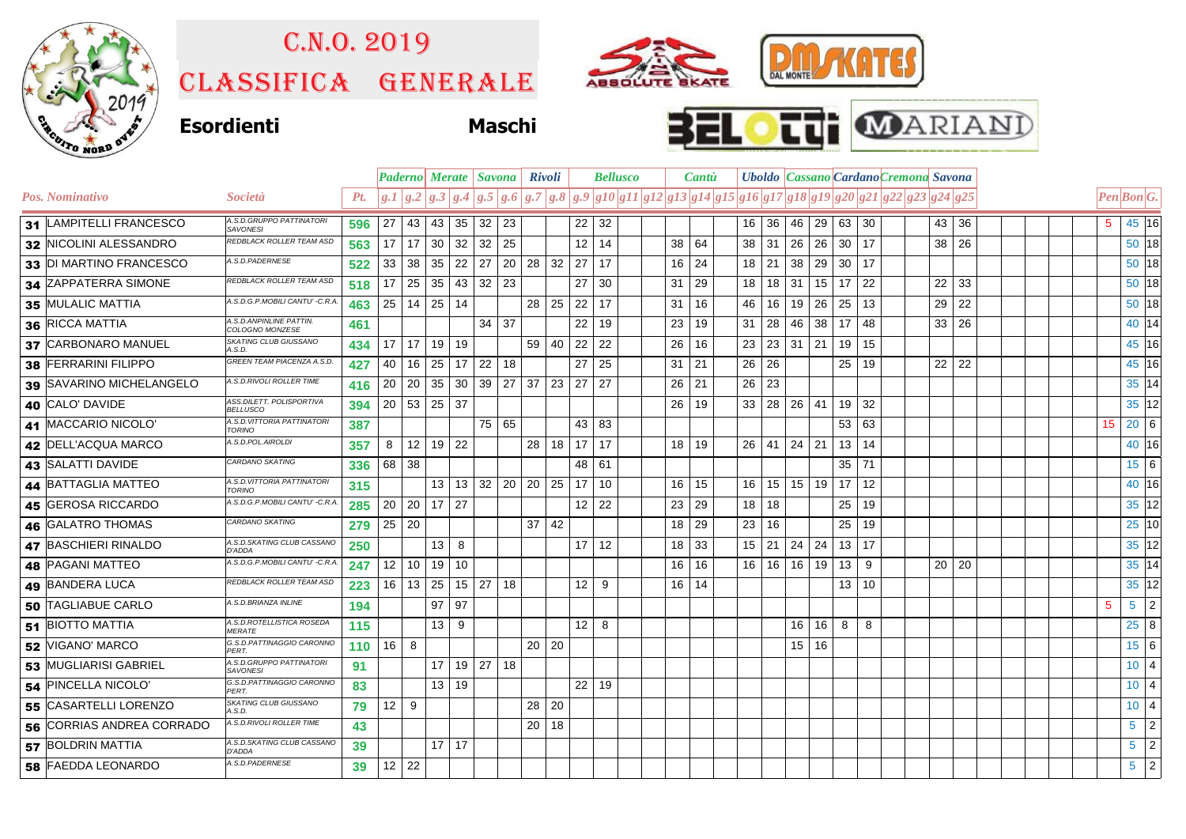# C.N.O. 2019

# Classifica Generale

**Esordienti** **Maschi**

| Pos. | Nominativo | Società | Pt. | g.1 | g.2 | g.3 | g.4 | g.5 | g.6 | g.7 | g.8 | g.9 | g10 | g11 | g12 | g13 | g14 | g15 | g16 | g17 | g18 | g19 | g20 | g21 | g22 | g23 | g24 | g25 | Pen | Bon | G. |
|---|---|---|---|---|---|---|---|---|---|---|---|---|---|---|---|---|---|---|---|---|---|---|---|---|---|---|---|---|---|---|---|
| | | | | Paderno | | Merate | | Savona | | Rivoli | | Bellusco | | | | Cantù | | | Uboldo | | Cassano | | Cardano | | Cremona | | Savona | | | | |
| 31 | LAMPITELLI FRANCESCO | A.S.D.GRUPPO PATTINATORI SAVONESI | 596 | 27 | 43 | 43 | 35 | 32 | 23 | | | 22 | 32 | | | | | | 16 | 36 | 46 | 29 | 63 | 30 | | | 43 | 36 | 5 | 45 | 16 |
| 32 | NICOLINI ALESSANDRO | REDBLACK ROLLER TEAM ASD | 563 | 17 | 17 | 30 | 32 | 32 | 25 | | | 12 | 14 | | | 38 | 64 | | 38 | 31 | 26 | 26 | 30 | 17 | | | 38 | 26 | | 50 | 18 |
| 33 | DI MARTINO FRANCESCO | A.S.D.PADERNESE | 522 | 33 | 38 | 35 | 22 | 27 | 20 | 28 | 32 | 27 | 17 | | | 16 | 24 | | 18 | 21 | 38 | 29 | 30 | 17 | | | | | | 50 | 18 |
| 34 | ZAPPATERRA SIMONE | REDBLACK ROLLER TEAM ASD | 518 | 17 | 25 | 35 | 43 | 32 | 23 | | | 27 | 30 | | | 31 | 29 | | 18 | 18 | 31 | 15 | 17 | 22 | | | 22 | 33 | | 50 | 18 |
| 35 | MULALIC MATTIA | A.S.D.G.P.MOBILI CANTU' -C.R.A. | 463 | 25 | 14 | 25 | 14 | | | 28 | 25 | 22 | 17 | | | 31 | 16 | | 46 | 16 | 19 | 26 | 25 | 13 | | | 29 | 22 | | 50 | 18 |
| 36 | RICCA MATTIA | A.S.D.ANPINLINE PATTIN. COLOGNO MONZESE | 461 | | | | | 34 | 37 | | | 22 | 19 | | | 23 | 19 | | 31 | 28 | 46 | 38 | 17 | 48 | | | 33 | 26 | | 40 | 14 |
| 37 | CARBONARO MANUEL | SKATING CLUB GIUSSANO A.S.D. | 434 | 17 | 17 | 19 | 19 | | | 59 | 40 | 22 | 22 | | | 26 | 16 | | 23 | 23 | 31 | 21 | 19 | 15 | | | | | | 45 | 16 |
| 38 | FERRARINI FILIPPO | GREEN TEAM PIACENZA A.S.D. | 427 | 40 | 16 | 25 | 17 | 22 | 18 | | | 27 | 25 | | | 31 | 21 | | 26 | 26 | | | 25 | 19 | | | 22 | 22 | | 45 | 16 |
| 39 | SAVARINO MICHELANGELO | A.S.D.RIVOLI ROLLER TIME | 416 | 20 | 20 | 35 | 30 | 39 | 27 | 37 | 23 | 27 | 27 | | | 26 | 21 | | 26 | 23 | | | | | | | | | | 35 | 14 |
| 40 | CALO' DAVIDE | ASS.DILETT. POLISPORTIVA BELLUSCO | 394 | 20 | 53 | 25 | 37 | | | | | | | | | 26 | 19 | | 33 | 28 | 26 | 41 | 19 | 32 | | | | | | 35 | 12 |
| 41 | MACCARIO NICOLO' | A.S.D.VITTORIA PATTINATORI TORINO | 387 | | | | | 75 | 65 | | | 43 | 83 | | | | | | | | | | 53 | 63 | | | | | 15 | 20 | 6 |
| 42 | DELL'ACQUA MARCO | A.S.D.POL.AIROLDI | 357 | 8 | 12 | 19 | 22 | | | 28 | 18 | 17 | 17 | | | 18 | 19 | | 26 | 41 | 24 | 21 | 13 | 14 | | | | | | 40 | 16 |
| 43 | SALATTI DAVIDE | CARDANO SKATING | 336 | 68 | 38 | | | | | | | 48 | 61 | | | | | | | | | | 35 | 71 | | | | | | 15 | 6 |
| 44 | BATTAGLIA MATTEO | A.S.D.VITTORIA PATTINATORI TORINO | 315 | | | 13 | 13 | 32 | 20 | 20 | 25 | 17 | 10 | | | 16 | 15 | | 16 | 15 | 15 | 19 | 17 | 12 | | | | | | 40 | 16 |
| 45 | GEROSA RICCARDO | A.S.D.G.P.MOBILI CANTU' -C.R.A. | 285 | 20 | 20 | 17 | 27 | | | | | 12 | 22 | | | 23 | 29 | | 18 | 18 | | | 25 | 19 | | | | | | 35 | 12 |
| 46 | GALATRO THOMAS | CARDANO SKATING | 279 | 25 | 20 | | | | | 37 | 42 | | | | | 18 | 29 | | 23 | 16 | | | 25 | 19 | | | | | | 25 | 10 |
| 47 | BASCHIERI RINALDO | A.S.D.SKATING CLUB CASSANO D'ADDA | 250 | | | 13 | 8 | | | | | 17 | 12 | | | 18 | 33 | | 15 | 21 | 24 | 24 | 13 | 17 | | | | | | 35 | 12 |
| 48 | PAGANI MATTEO | A.S.D.G.P.MOBILI CANTU' -C.R.A. | 247 | 12 | 10 | 19 | 10 | | | | | | | | | 16 | 16 | | 16 | 16 | 16 | 19 | 13 | 9 | | | 20 | 20 | | 35 | 14 |
| 49 | BANDERA LUCA | REDBLACK ROLLER TEAM ASD | 223 | 16 | 13 | 25 | 15 | 27 | 18 | | | 12 | 9 | | | 16 | 14 | | | | | | 13 | 10 | | | | | | 35 | 12 |
| 50 | TAGLIABUE CARLO | A.S.D.BRIANZA INLINE | 194 | | | 97 | 97 | | | | | | | | | | | | | | | | | | | | | | 5 | 5 | 2 |
| 51 | BIOTTO MATTIA | A.S.D.ROTELLISTICA ROSEDA MERATE | 115 | | | 13 | 9 | | | | | 12 | 8 | | | | | | | | 16 | 16 | 8 | 8 | | | | | | 25 | 8 |
| 52 | VIGANO' MARCO | G.S.D.PATTINAGGIO CARONNO PERT. | 110 | 16 | 8 | | | | | 20 | 20 | | | | | | | | | | 15 | 16 | | | | | | | | 15 | 6 |
| 53 | MUGLIARISI GABRIEL | A.S.D.GRUPPO PATTINATORI SAVONESI | 91 | | | 17 | 19 | 27 | 18 | | | | | | | | | | | | | | | | | | | | | 10 | 4 |
| 54 | PINCELLA NICOLO' | G.S.D.PATTINAGGIO CARONNO PERT. | 83 | | | 13 | 19 | | | | | 22 | 19 | | | | | | | | | | | | | | | | | 10 | 4 |
| 55 | CASARTELLI LORENZO | SKATING CLUB GIUSSANO A.S.D. | 79 | 12 | 9 | | | | | 28 | 20 | | | | | | | | | | | | | | | | | | | 10 | 4 |
| 56 | CORRIAS ANDREA CORRADO | A.S.D.RIVOLI ROLLER TIME | 43 | | | | | | | 20 | 18 | | | | | | | | | | | | | | | | | | | 5 | 2 |
| 57 | BOLDRIN MATTIA | A.S.D.SKATING CLUB CASSANO D'ADDA | 39 | | | 17 | 17 | | | | | | | | | | | | | | | | | | | | | | | 5 | 2 |
| 58 | FAEDDA LEONARDO | A.S.D.PADERNESE | 39 | 12 | 22 | | | | | | | | | | | | | | | | | | | | | | | | | 5 | 2 |